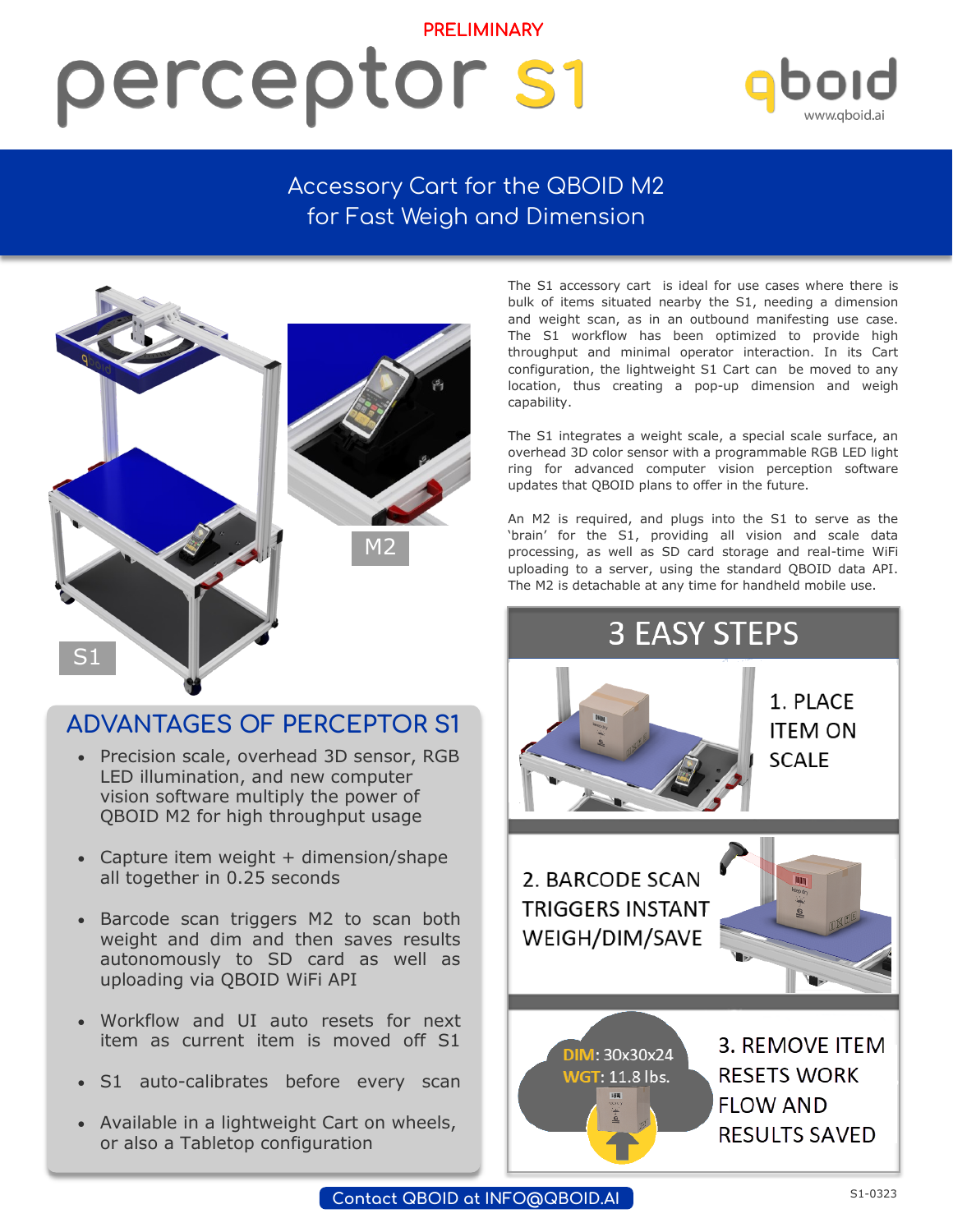PRELIMINARY

# perceptor S1

qboid
www.qboid.ai

## Accessory Cart for the QBOID M2 for Fast Weigh and Dimension

S1

M2

The S1 accessory cart is ideal for use cases where there is bulk of items situated nearby the S1, needing a dimension and weight scan, as in an outbound manifesting use case. The S1 workflow has been optimized to provide high throughput and minimal operator interaction. In its Cart configuration, the lightweight S1 Cart can be moved to any location, thus creating a pop-up dimension and weigh capability.

The S1 integrates a weight scale, a special scale surface, an overhead 3D color sensor with a programmable RGB LED light ring for advanced computer vision perception software updates that QBOID plans to offer in the future.

An M2 is required, and plugs into the S1 to serve as the 'brain' for the S1, providing all vision and scale data processing, as well as SD card storage and real-time WiFi uploading to a server, using the standard QBOID data API. The M2 is detachable at any time for handheld mobile use.

## ADVANTAGES OF PERCEPTOR S1

- Precision scale, overhead 3D sensor, RGB LED illumination, and new computer vision software multiply the power of QBOID M2 for high throughput usage
- Capture item weight + dimension/shape all together in 0.25 seconds
- Barcode scan triggers M2 to scan both weight and dim and then saves results autonomously to SD card as well as uploading via QBOID WiFi API
- Workflow and UI auto resets for next item as current item is moved off S1
- S1 auto-calibrates before every scan
- Available in a lightweight Cart on wheels, or also a Tabletop configuration

## 3 EASY STEPS

1. PLACE ITEM ON SCALE

2. BARCODE SCAN TRIGGERS INSTANT WEIGH/DIM/SAVE

DIM: 30x30x24
WGT: 11.8 lbs.

3. REMOVE ITEM RESETS WORK FLOW AND RESULTS SAVED

Contact QBOID at INFO@QBOID.AI

S1-0323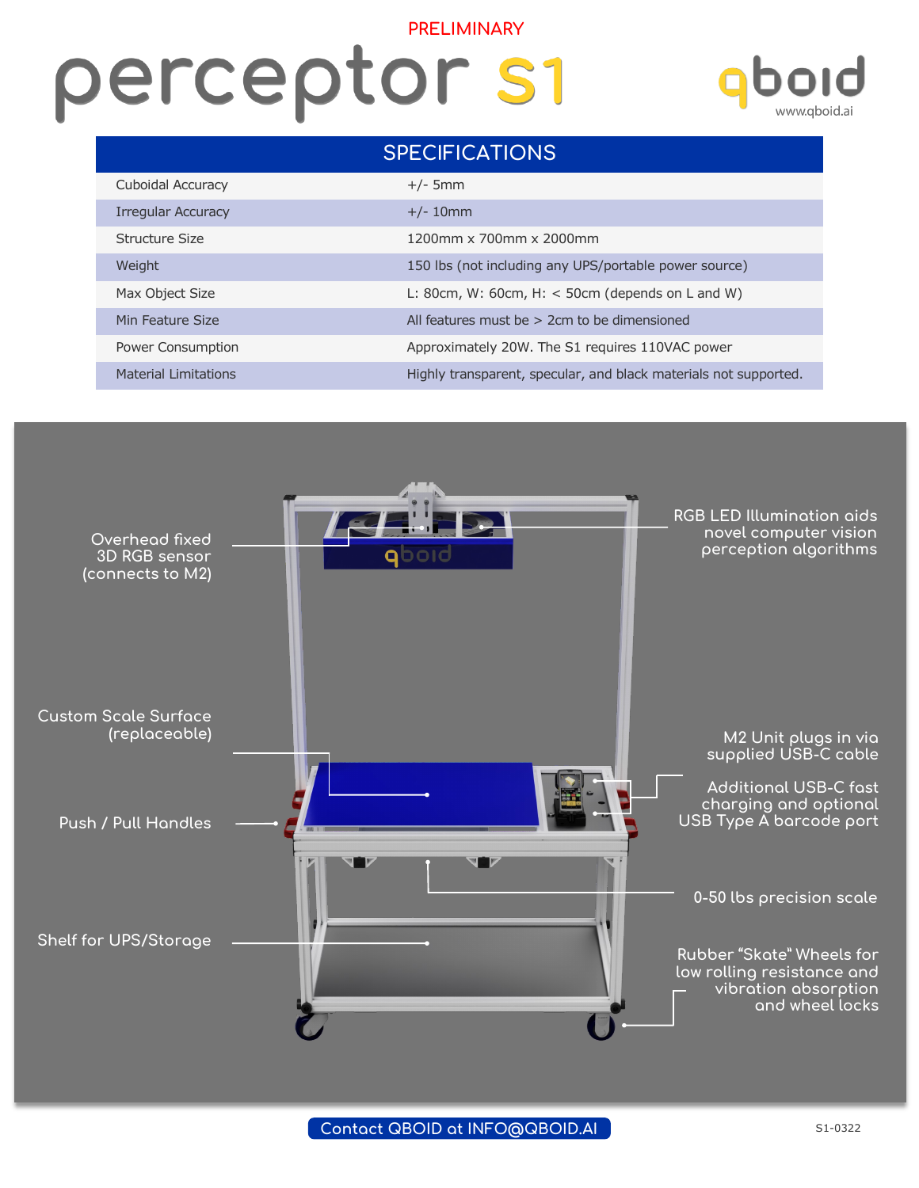PRELIMINARY

# perceptor S1

qboid
www.qboid.ai

## SPECIFICATIONS

| | |
|---|---|
| Cuboidal Accuracy | +/- 5mm |
| Irregular Accuracy | +/- 10mm |
| Structure Size | 1200mm x 700mm x 2000mm |
| Weight | 150 lbs (not including any UPS/portable power source) |
| Max Object Size | L: 80cm, W: 60cm, H: < 50cm (depends on L and W) |
| Min Feature Size | All features must be > 2cm to be dimensioned |
| Power Consumption | Approximately 20W. The S1 requires 110VAC power |
| Material Limitations | Highly transparent, specular, and black materials not supported. |

Overhead fixed 3D RGB sensor (connects to M2)

RGB LED Illumination aids novel computer vision perception algorithms

Custom Scale Surface (replaceable)

M2 Unit plugs in via supplied USB-C cable

Additional USB-C fast charging and optional USB Type A barcode port

Push / Pull Handles

0-50 lbs precision scale

Shelf for UPS/Storage

Rubber "Skate" Wheels for low rolling resistance and vibration absorption and wheel locks

Contact QBOID at INFO@QBOID.AI

S1-0322